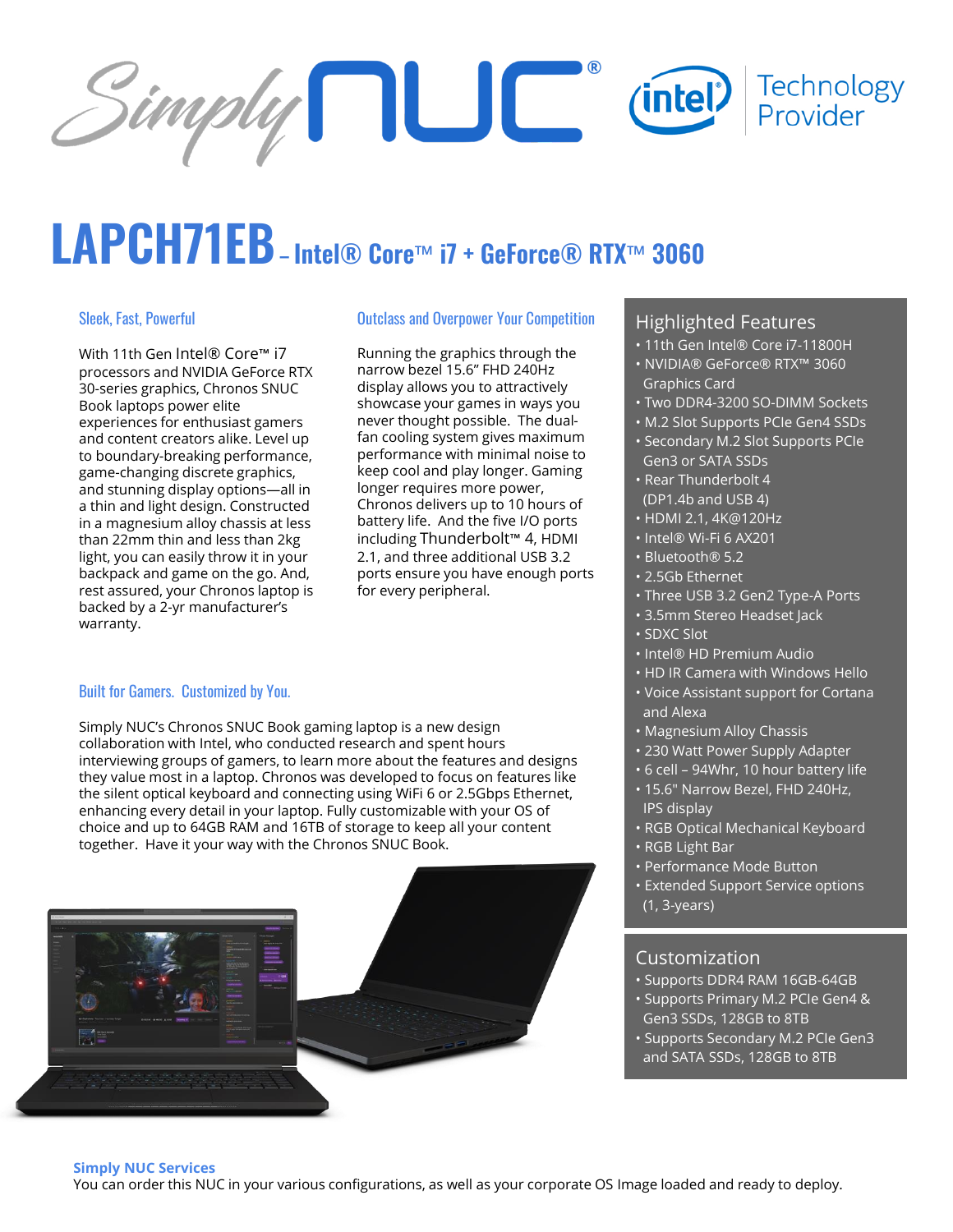# LAPCH71EB – Intel® Core™ i7 + GeForce® RTX™ 3060

## Sleek, Fast, Powerful

With 11th Gen Intel® Core™ i7 processors and NVIDIA GeForce RTX 30-series graphics, Chronos SNUC Book laptops power elite experiences for enthusiast gamers and content creators alike. Level up to boundary-breaking performance, game-changing discrete graphics, and stunning display options—all in a thin and light design. Constructed in a magnesium alloy chassis at less than 22mm thin and less than 2kg light, you can easily throw it in your backpack and game on the go. And, rest assured, your Chronos laptop is backed by a 2-yr manufacturer's warranty.

## Outclass and Overpower Your Competition

Running the graphics through the narrow bezel 15.6" FHD 240Hz display allows you to attractively showcase your games in ways you never thought possible. The dual-fan cooling system gives maximum performance with minimal noise to keep cool and play longer. Gaming longer requires more power, Chronos delivers up to 10 hours of battery life. And the five I/O ports including Thunderbolt™ 4, HDMI 2.1, and three additional USB 3.2 ports ensure you have enough ports for every peripheral.

## Built for Gamers. Customized by You.

Simply NUC's Chronos SNUC Book gaming laptop is a new design collaboration with Intel, who conducted research and spent hours interviewing groups of gamers, to learn more about the features and designs they value most in a laptop. Chronos was developed to focus on features like the silent optical keyboard and connecting using WiFi 6 or 2.5Gbps Ethernet, enhancing every detail in your gaming experience. Fully customizable with your OS of choice and up to 64GB RAM and 16TB of storage to keep all your content together. Have it your way with the Chronos SNUC Book.

## Highlighted Features

- 11th Gen Intel® Core i7-11800H
- NVIDIA® GeForce® RTX™ 3060 Graphics Card
- Two DDR4-3200 SO-DIMM Sockets
- M.2 Slot Supports PCIe Gen4 SSDs
- Secondary M.2 Slot Supports PCIe Gen3 or SATA SSDs
- Rear Thunderbolt 4 (DP1.4b and USB 4)
- HDMI 2.1, 4K@120Hz
- Intel® Wi-Fi 6 AX201
- Bluetooth® 5.2
- 2.5Gb Ethernet
- Three USB 3.2 Gen2 Type-A Ports
- 3.5mm Stereo Headset Jack
- SDXC Slot
- Intel® HD Premium Audio
- HD IR Camera with Windows Hello
- Voice Assistant support for Cortana and Alexa
- Magnesium Alloy Chassis
- 230 Watt Power Supply Adapter
- 6 cell – 94Whr, 10 hour battery life
- 15.6" Narrow Bezel, FHD 240Hz, IPS display
- RGB Optical Mechanical Keyboard
- RGB Light Bar
- Performance Mode Button
- Extended Support Service options (1, 3-years)

## Customization

- Supports DDR4 RAM 16GB-64GB
- Supports Primary M.2 PCIe Gen4 & Gen3 SSDs, 128GB to 8TB
- Supports Secondary M.2 PCIe Gen3 and SATA SSDs, 128GB to 8TB

**Simply NUC Services**

You can order this NUC in your various configurations, as well as your corporate OS Image loaded and ready to deploy.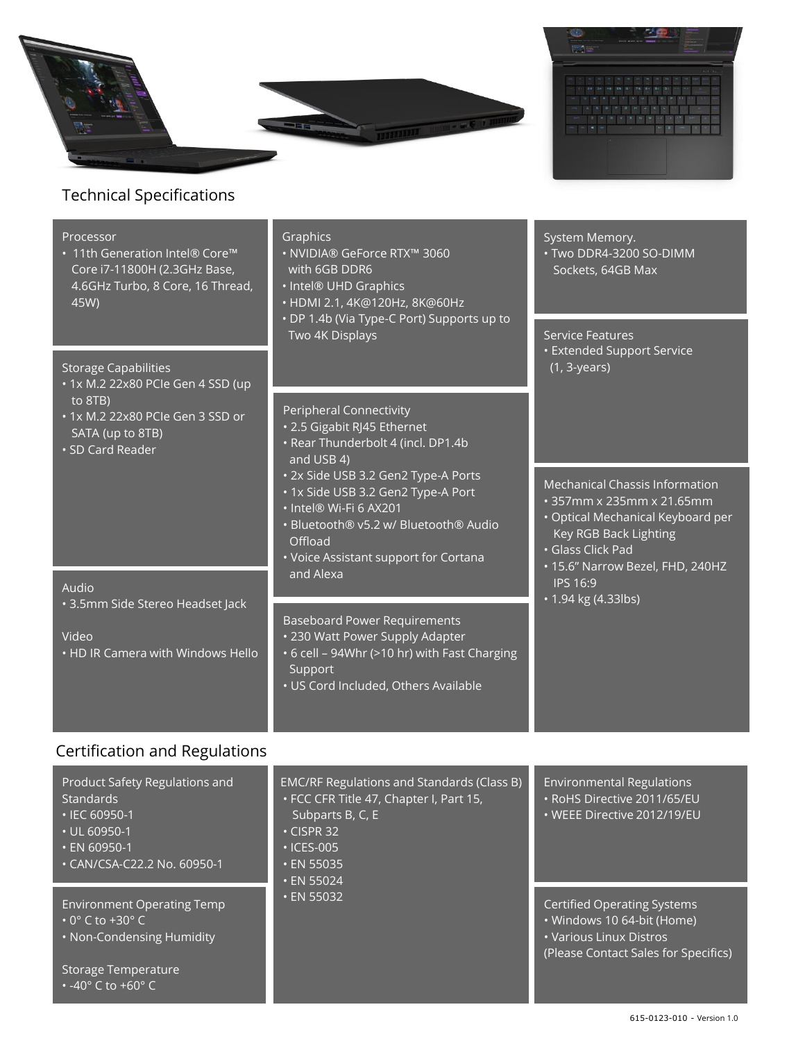## Technical Specifications

### Processor
- 11th Generation Intel® Core™ Core i7-11800H (2.3GHz Base, 4.6GHz Turbo, 8 Core, 16 Thread, 45W)

### Storage Capabilities
- 1x M.2 22x80 PCIe Gen 4 SSD (up to 8TB)
- 1x M.2 22x80 PCIe Gen 3 SSD or SATA (up to 8TB)
- SD Card Reader

### Audio
- 3.5mm Side Stereo Headset Jack

### Video
- HD IR Camera with Windows Hello

### Graphics
- NVIDIA® GeForce RTX™ 3060 with 6GB DDR6
- Intel® UHD Graphics
- HDMI 2.1, 4K@120Hz, 8K@60Hz
- DP 1.4b (Via Type-C Port) Supports up to Two 4K Displays

### Peripheral Connectivity
- 2.5 Gigabit RJ45 Ethernet
- Rear Thunderbolt 4 (incl. DP1.4b and USB 4)
- 2x Side USB 3.2 Gen2 Type-A Ports
- 1x Side USB 3.2 Gen2 Type-A Port
- Intel® Wi-Fi 6 AX201
- Bluetooth® v5.2 w/ Bluetooth® Audio Offload
- Voice Assistant support for Cortana and Alexa

### Baseboard Power Requirements
- 230 Watt Power Supply Adapter
- 6 cell – 94Whr (>10 hr) with Fast Charging Support
- US Cord Included, Others Available

### System Memory.
- Two DDR4-3200 SO-DIMM Sockets, 64GB Max

### Service Features
- Extended Support Service (1, 3-years)

### Mechanical Chassis Information
- 357mm x 235mm x 21.65mm
- Optical Mechanical Keyboard per Key RGB Back Lighting
- Glass Click Pad
- 15.6" Narrow Bezel, FHD, 240HZ IPS 16:9
- 1.94 kg (4.33lbs)

## Certification and Regulations

### Product Safety Regulations and Standards
- IEC 60950-1
- UL 60950-1
- EN 60950-1
- CAN/CSA-C22.2 No. 60950-1

### Environment Operating Temp
- 0° C to +30° C
- Non-Condensing Humidity

### Storage Temperature
- -40° C to +60° C

### EMC/RF Regulations and Standards (Class B)
- FCC CFR Title 47, Chapter I, Part 15, Subparts B, C, E
- CISPR 32
- ICES-005
- EN 55035
- EN 55024
- EN 55032

### Environmental Regulations
- RoHS Directive 2011/65/EU
- WEEE Directive 2012/19/EU

### Certified Operating Systems
- Windows 10 64-bit (Home)
- Various Linux Distros

(Please Contact Sales for Specifics)

615-0123-010 - Version 1.0